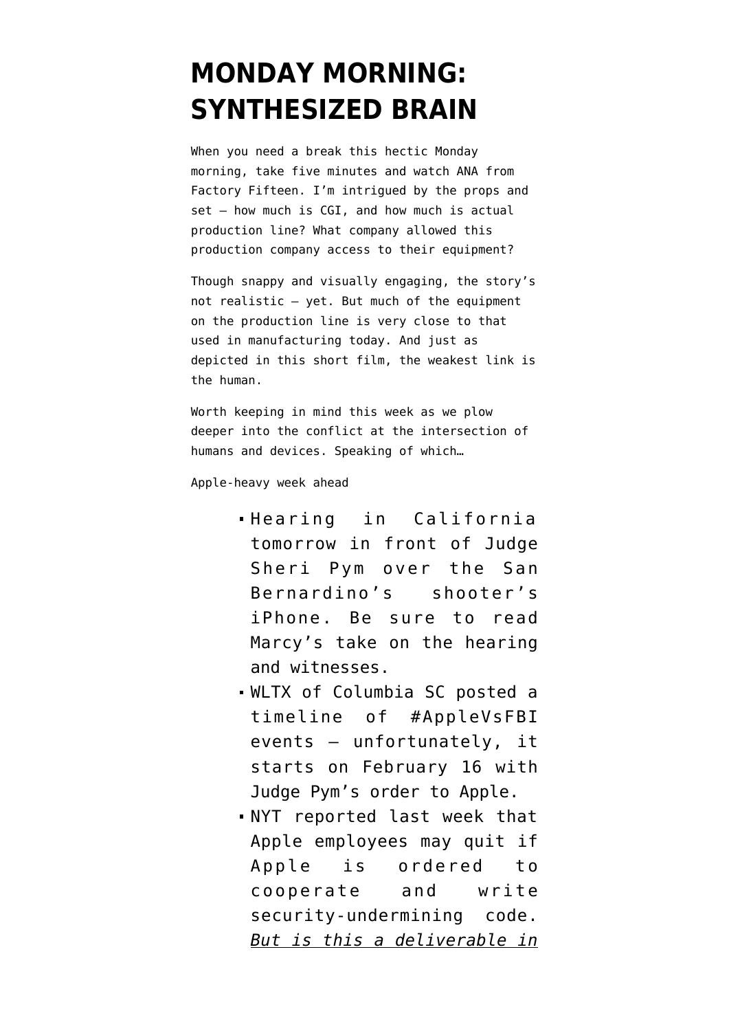# MONDAY MORNING: SYNTHESIZED BRAIN

When you need a break this hectic Monday morning, take five minutes and watch ANA from Factory Fifteen. I'm intrigued by the props and set — how much is CGI, and how much is actual production line? What company allowed this production company access to their equipment?

Though snappy and visually engaging, the story's not realistic — yet. But much of the equipment on the production line is very close to that used in manufacturing today. And just as depicted in this short film, the weakest link is the human.

Worth keeping in mind this week as we plow deeper into the conflict at the intersection of humans and devices. Speaking of which…

Apple-heavy week ahead

- Hearing in California tomorrow in front of Judge Sheri Pym over the San Bernardino's shooter's iPhone. Be sure to read Marcy's take on the hearing and witnesses.
- WLTX of Columbia SC posted a timeline of #AppleVsFBI events — unfortunately, it starts on February 16 with Judge Pym's order to Apple.
- NYT reported last week that Apple employees may quit if Apple is ordered to cooperate and write security-undermining code. *But is this a deliverable in*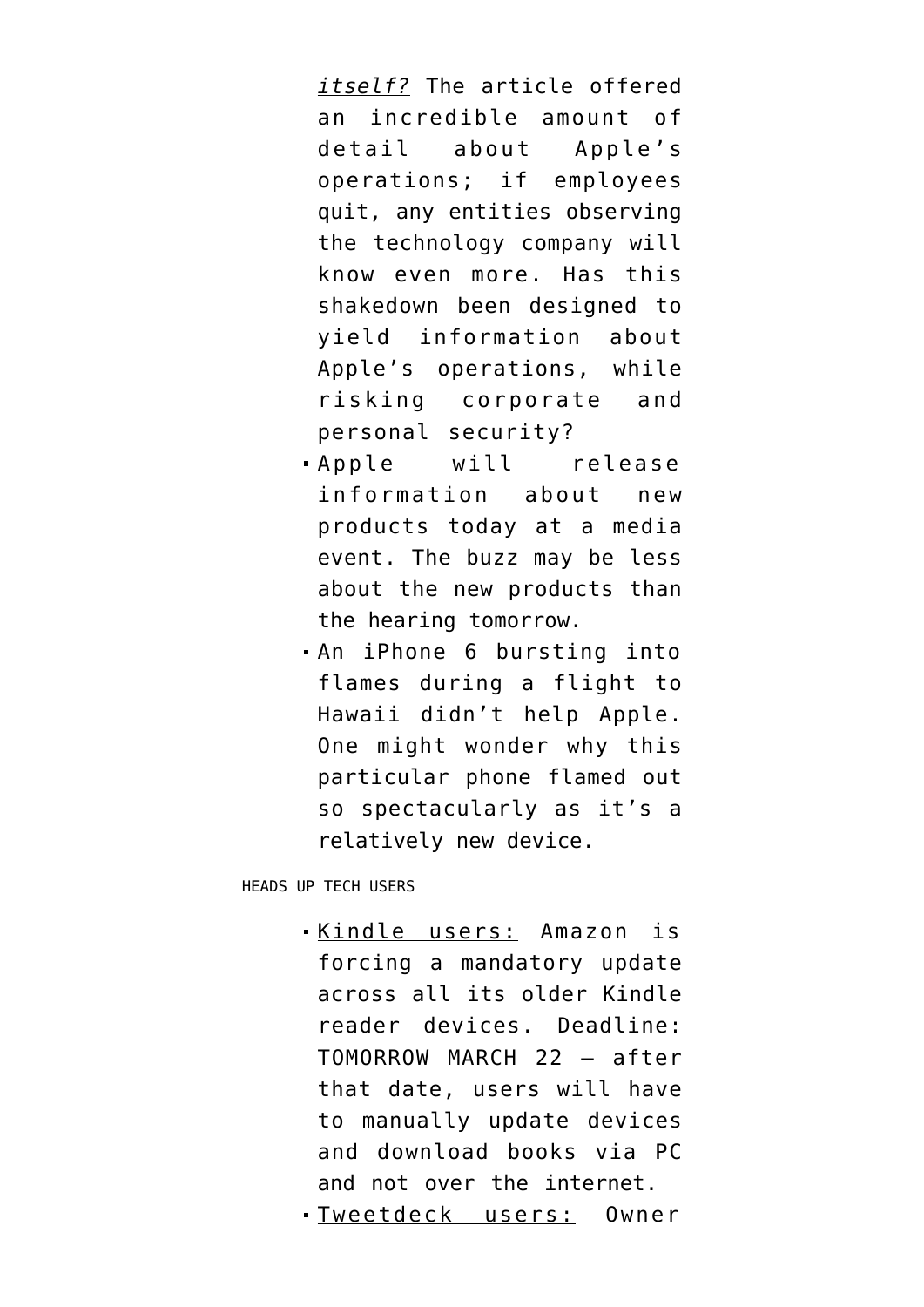*itself?* The article offered an incredible amount of detail about Apple's operations; if employees quit, any entities observing the technology company will know even more. Has this shakedown been designed to yield information about Apple's operations, while risking corporate and personal security?

- Apple will release information about new products today at a media event. The buzz may be less about the new products than the hearing tomorrow.
- An iPhone 6 bursting into flames during a flight to Hawaii didn't help Apple. One might wonder why this particular phone flamed out so spectacularly as it's a relatively new device.

HEADS UP TECH USERS

- Kindle users: Amazon is forcing a mandatory update across all its older Kindle reader devices. Deadline: TOMORROW MARCH 22 — after that date, users will have to manually update devices and download books via PC and not over the internet.
- Tweetdeck users: Owner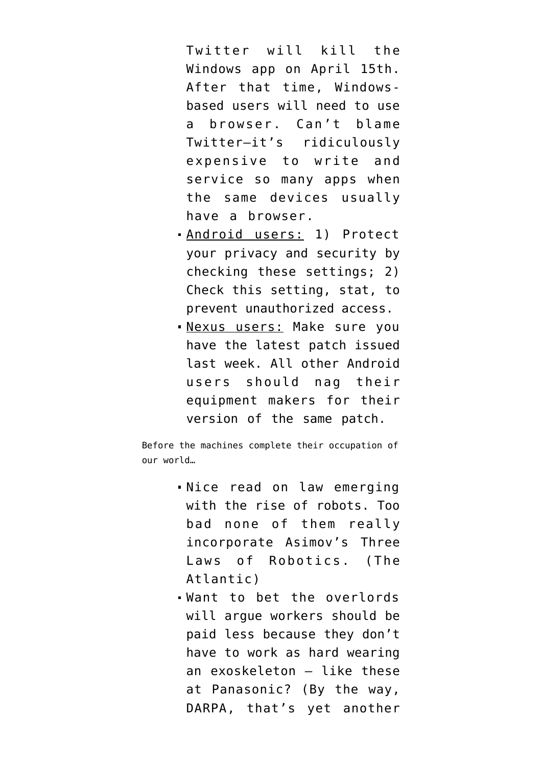Twitter will kill the Windows app on April 15th. After that time, Windows-based users will need to use a browser. Can't blame Twitter—it's ridiculously expensive to write and service so many apps when the same devices usually have a browser.

- Android users: 1) Protect your privacy and security by checking these settings; 2) Check this setting, stat, to prevent unauthorized access.
- Nexus users: Make sure you have the latest patch issued last week. All other Android users should nag their equipment makers for their version of the same patch.

Before the machines complete their occupation of our world…

- Nice read on law emerging with the rise of robots. Too bad none of them really incorporate Asimov's Three Laws of Robotics. (The Atlantic)
- Want to bet the overlords will argue workers should be paid less because they don't have to work as hard wearing an exoskeleton — like these at Panasonic? (By the way, DARPA, that's yet another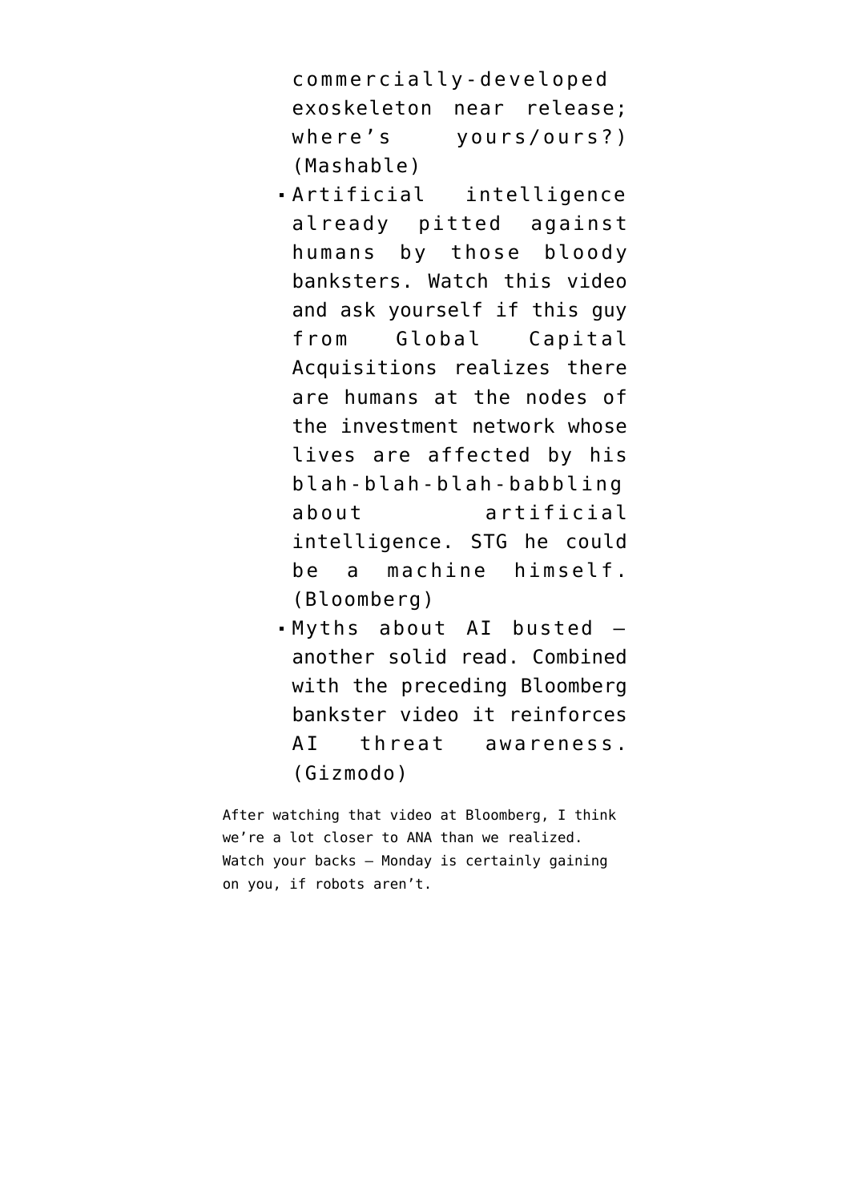commercially-developed exoskeleton near release; where's yours/ours?) (Mashable)

- Artificial intelligence already pitted against humans by those bloody banksters. Watch this video and ask yourself if this guy from Global Capital Acquisitions realizes there are humans at the nodes of the investment network whose lives are affected by his blah-blah-blah-babbling about artificial intelligence. STG he could be a machine himself. (Bloomberg)
- Myths about AI busted — another solid read. Combined with the preceding Bloomberg bankster video it reinforces AI threat awareness. (Gizmodo)

After watching that video at Bloomberg, I think we're a lot closer to ANA than we realized. Watch your backs — Monday is certainly gaining on you, if robots aren't.